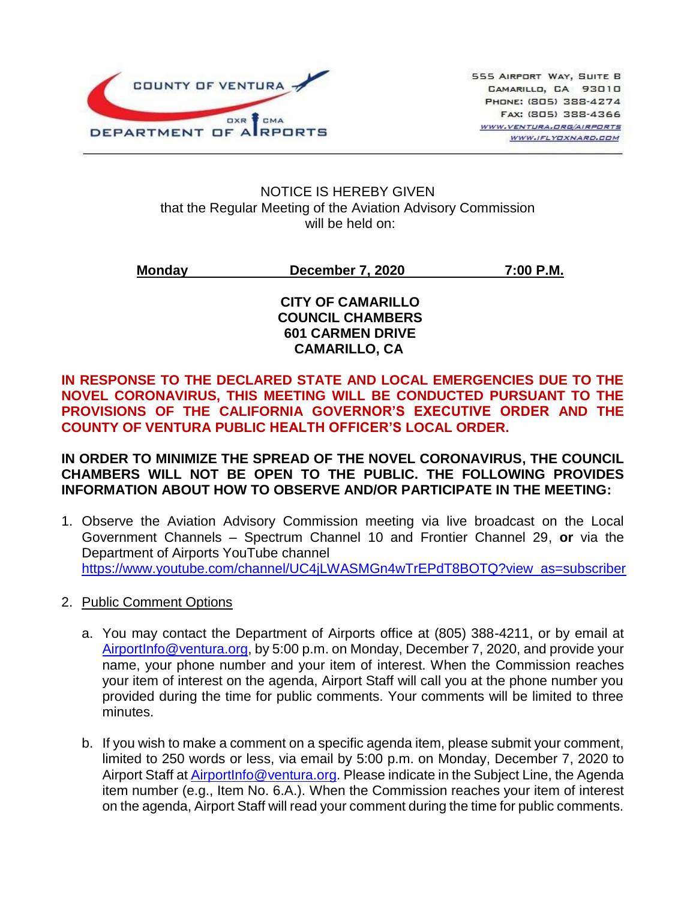COUNTY OF VENTURA
OXR CMA
DEPARTMENT OF AIRPORTS

555 Airport Way, Suite B
Camarillo, CA 93010
Phone: (805) 388-4274
Fax: (805) 388-4366
www.ventura.org/airports
www.iflyoxnard.com

NOTICE IS HEREBY GIVEN
that the Regular Meeting of the Aviation Advisory Commission
will be held on:

**Monday December 7, 2020 7:00 P.M.**

**CITY OF CAMARILLO**
**COUNCIL CHAMBERS**
**601 CARMEN DRIVE**
**CAMARILLO, CA**

**IN RESPONSE TO THE DECLARED STATE AND LOCAL EMERGENCIES DUE TO THE NOVEL CORONAVIRUS, THIS MEETING WILL BE CONDUCTED PURSUANT TO THE PROVISIONS OF THE CALIFORNIA GOVERNOR'S EXECUTIVE ORDER AND THE COUNTY OF VENTURA PUBLIC HEALTH OFFICER'S LOCAL ORDER.**

**IN ORDER TO MINIMIZE THE SPREAD OF THE NOVEL CORONAVIRUS, THE COUNCIL CHAMBERS WILL NOT BE OPEN TO THE PUBLIC. THE FOLLOWING PROVIDES INFORMATION ABOUT HOW TO OBSERVE AND/OR PARTICIPATE IN THE MEETING:**

1. Observe the Aviation Advisory Commission meeting via live broadcast on the Local Government Channels – Spectrum Channel 10 and Frontier Channel 29, **or** via the Department of Airports YouTube channel https://www.youtube.com/channel/UC4jLWASMGn4wTrEPdT8BOTQ?view_as=subscriber

2. Public Comment Options

   a. You may contact the Department of Airports office at (805) 388-4211, or by email at AirportInfo@ventura.org, by 5:00 p.m. on Monday, December 7, 2020, and provide your name, your phone number and your item of interest. When the Commission reaches your item of interest on the agenda, Airport Staff will call you at the phone number you provided during the time for public comments. Your comments will be limited to three minutes.

   b. If you wish to make a comment on a specific agenda item, please submit your comment, limited to 250 words or less, via email by 5:00 p.m. on Monday, December 7, 2020 to Airport Staff at AirportInfo@ventura.org. Please indicate in the Subject Line, the Agenda item number (e.g., Item No. 6.A.). When the Commission reaches your item of interest on the agenda, Airport Staff will read your comment during the time for public comments.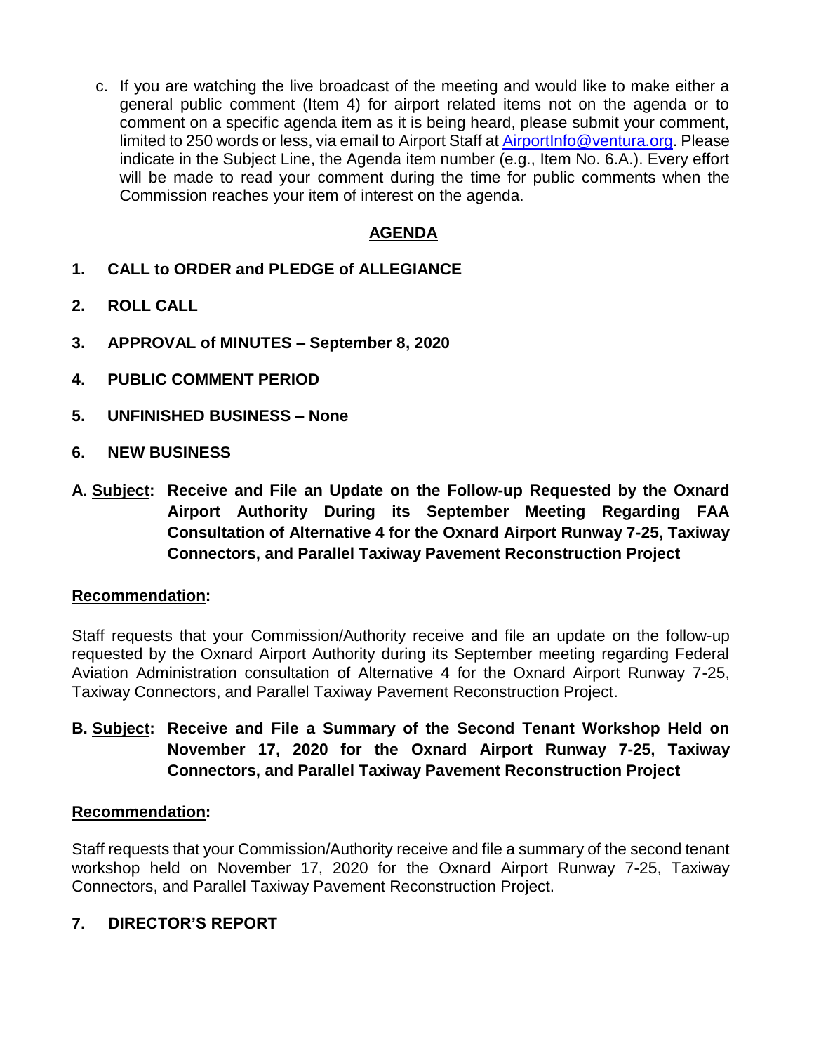c. If you are watching the live broadcast of the meeting and would like to make either a general public comment (Item 4) for airport related items not on the agenda or to comment on a specific agenda item as it is being heard, please submit your comment, limited to 250 words or less, via email to Airport Staff at [AirportInfo@ventura.org](mailto:AirportInfo@ventura.org). Please indicate in the Subject Line, the Agenda item number (e.g., Item No. 6.A.). Every effort will be made to read your comment during the time for public comments when the Commission reaches your item of interest on the agenda.

## AGENDA

**1. CALL to ORDER and PLEDGE of ALLEGIANCE**

**2. ROLL CALL**

**3. APPROVAL of MINUTES – September 8, 2020**

**4. PUBLIC COMMENT PERIOD**

**5. UNFINISHED BUSINESS – None**

**6. NEW BUSINESS**

**A. Subject: Receive and File an Update on the Follow-up Requested by the Oxnard Airport Authority During its September Meeting Regarding FAA Consultation of Alternative 4 for the Oxnard Airport Runway 7-25, Taxiway Connectors, and Parallel Taxiway Pavement Reconstruction Project**

**Recommendation:**

Staff requests that your Commission/Authority receive and file an update on the follow-up requested by the Oxnard Airport Authority during its September meeting regarding Federal Aviation Administration consultation of Alternative 4 for the Oxnard Airport Runway 7-25, Taxiway Connectors, and Parallel Taxiway Pavement Reconstruction Project.

**B. Subject: Receive and File a Summary of the Second Tenant Workshop Held on November 17, 2020 for the Oxnard Airport Runway 7-25, Taxiway Connectors, and Parallel Taxiway Pavement Reconstruction Project**

**Recommendation:**

Staff requests that your Commission/Authority receive and file a summary of the second tenant workshop held on November 17, 2020 for the Oxnard Airport Runway 7-25, Taxiway Connectors, and Parallel Taxiway Pavement Reconstruction Project.

**7. DIRECTOR'S REPORT**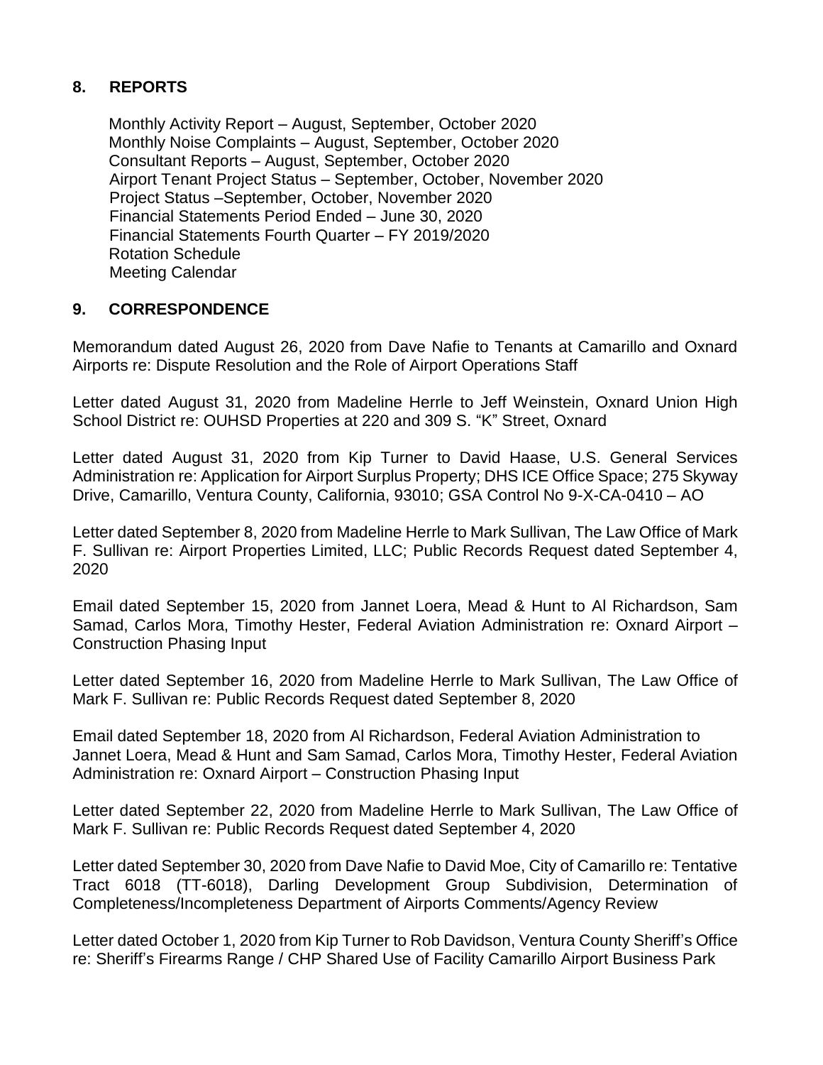## 8. REPORTS

Monthly Activity Report – August, September, October 2020
Monthly Noise Complaints – August, September, October 2020
Consultant Reports – August, September, October 2020
Airport Tenant Project Status – September, October, November 2020
Project Status –September, October, November 2020
Financial Statements Period Ended – June 30, 2020
Financial Statements Fourth Quarter – FY 2019/2020
Rotation Schedule
Meeting Calendar

## 9. CORRESPONDENCE

Memorandum dated August 26, 2020 from Dave Nafie to Tenants at Camarillo and Oxnard Airports re: Dispute Resolution and the Role of Airport Operations Staff

Letter dated August 31, 2020 from Madeline Herrle to Jeff Weinstein, Oxnard Union High School District re: OUHSD Properties at 220 and 309 S. "K" Street, Oxnard

Letter dated August 31, 2020 from Kip Turner to David Haase, U.S. General Services Administration re: Application for Airport Surplus Property; DHS ICE Office Space; 275 Skyway Drive, Camarillo, Ventura County, California, 93010; GSA Control No 9-X-CA-0410 – AO

Letter dated September 8, 2020 from Madeline Herrle to Mark Sullivan, The Law Office of Mark F. Sullivan re: Airport Properties Limited, LLC; Public Records Request dated September 4, 2020

Email dated September 15, 2020 from Jannet Loera, Mead & Hunt to Al Richardson, Sam Samad, Carlos Mora, Timothy Hester, Federal Aviation Administration re: Oxnard Airport – Construction Phasing Input

Letter dated September 16, 2020 from Madeline Herrle to Mark Sullivan, The Law Office of Mark F. Sullivan re: Public Records Request dated September 8, 2020

Email dated September 18, 2020 from Al Richardson, Federal Aviation Administration to Jannet Loera, Mead & Hunt and Sam Samad, Carlos Mora, Timothy Hester, Federal Aviation Administration re: Oxnard Airport – Construction Phasing Input

Letter dated September 22, 2020 from Madeline Herrle to Mark Sullivan, The Law Office of Mark F. Sullivan re: Public Records Request dated September 4, 2020

Letter dated September 30, 2020 from Dave Nafie to David Moe, City of Camarillo re: Tentative Tract 6018 (TT-6018), Darling Development Group Subdivision, Determination of Completeness/Incompleteness Department of Airports Comments/Agency Review

Letter dated October 1, 2020 from Kip Turner to Rob Davidson, Ventura County Sheriff's Office re: Sheriff's Firearms Range / CHP Shared Use of Facility Camarillo Airport Business Park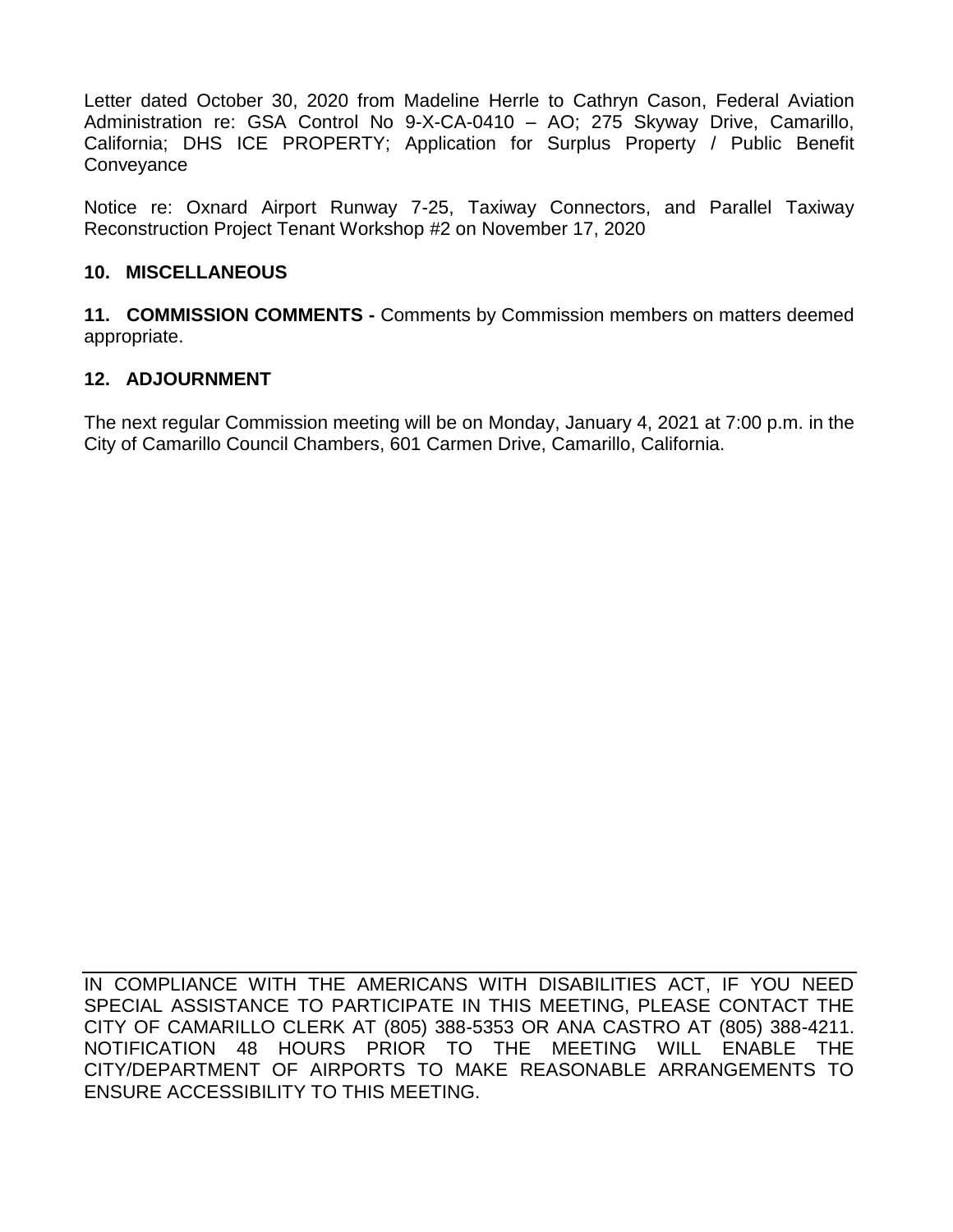Letter dated October 30, 2020 from Madeline Herrle to Cathryn Cason, Federal Aviation Administration re: GSA Control No 9-X-CA-0410 – AO; 275 Skyway Drive, Camarillo, California; DHS ICE PROPERTY; Application for Surplus Property / Public Benefit Conveyance

Notice re: Oxnard Airport Runway 7-25, Taxiway Connectors, and Parallel Taxiway Reconstruction Project Tenant Workshop #2 on November 17, 2020

## 10. MISCELLANEOUS

**11. COMMISSION COMMENTS -** Comments by Commission members on matters deemed appropriate.

## 12. ADJOURNMENT

The next regular Commission meeting will be on Monday, January 4, 2021 at 7:00 p.m. in the City of Camarillo Council Chambers, 601 Carmen Drive, Camarillo, California.

---

IN COMPLIANCE WITH THE AMERICANS WITH DISABILITIES ACT, IF YOU NEED SPECIAL ASSISTANCE TO PARTICIPATE IN THIS MEETING, PLEASE CONTACT THE CITY OF CAMARILLO CLERK AT (805) 388-5353 OR ANA CASTRO AT (805) 388-4211. NOTIFICATION 48 HOURS PRIOR TO THE MEETING WILL ENABLE THE CITY/DEPARTMENT OF AIRPORTS TO MAKE REASONABLE ARRANGEMENTS TO ENSURE ACCESSIBILITY TO THIS MEETING.